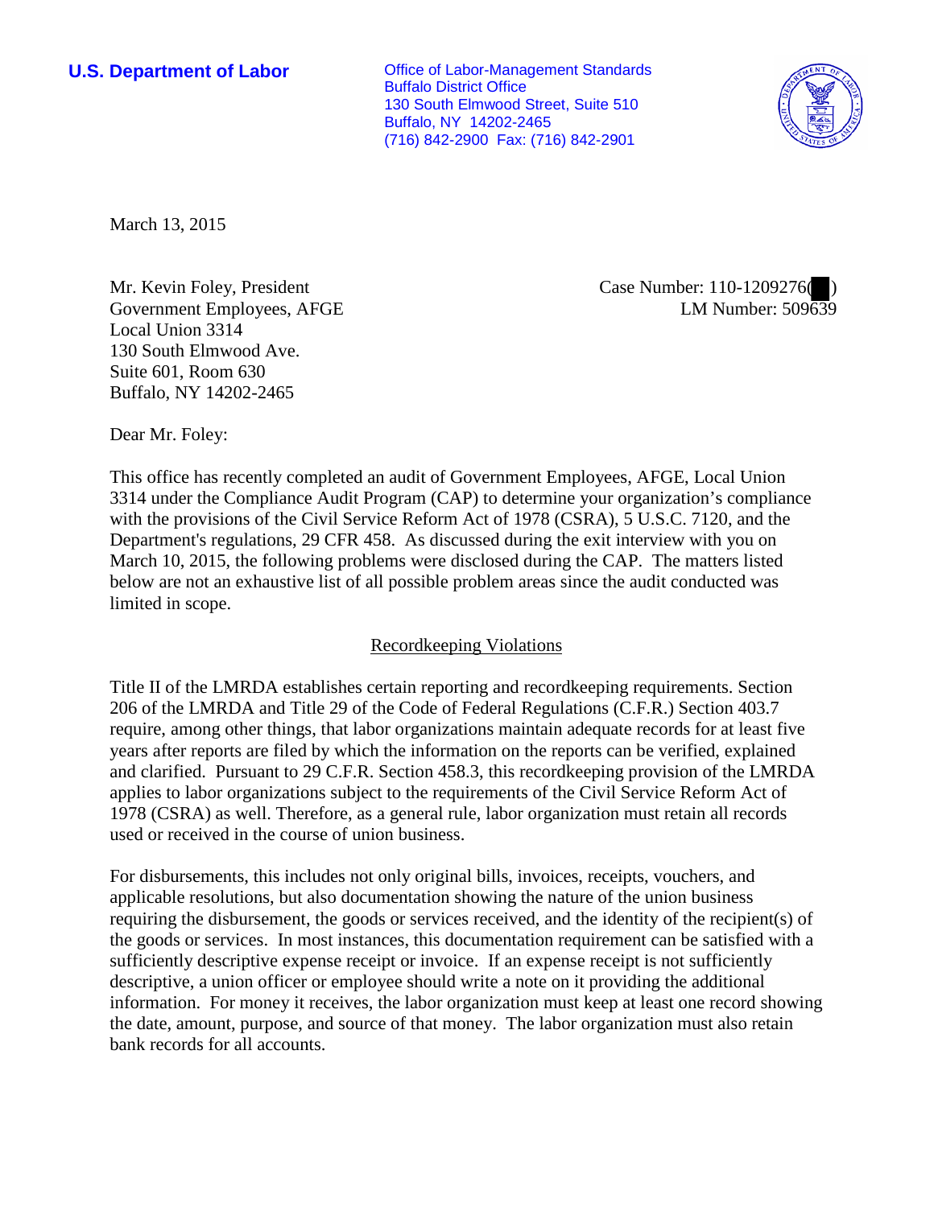**U.S. Department of Labor**

Office of Labor-Management Standards
Buffalo District Office
130 South Elmwood Street, Suite 510
Buffalo, NY 14202-2465
(716) 842-2900 Fax: (716) 842-2901

March 13, 2015

Mr. Kevin Foley, President
Government Employees, AFGE
Local Union 3314
130 South Elmwood Ave.
Suite 601, Room 630
Buffalo, NY 14202-2465

Case Number: 110-1209276( )
LM Number: 509639

Dear Mr. Foley:

This office has recently completed an audit of Government Employees, AFGE, Local Union 3314 under the Compliance Audit Program (CAP) to determine your organization's compliance with the provisions of the Civil Service Reform Act of 1978 (CSRA), 5 U.S.C. 7120, and the Department's regulations, 29 CFR 458. As discussed during the exit interview with you on March 10, 2015, the following problems were disclosed during the CAP. The matters listed below are not an exhaustive list of all possible problem areas since the audit conducted was limited in scope.

## Recordkeeping Violations

Title II of the LMRDA establishes certain reporting and recordkeeping requirements. Section 206 of the LMRDA and Title 29 of the Code of Federal Regulations (C.F.R.) Section 403.7 require, among other things, that labor organizations maintain adequate records for at least five years after reports are filed by which the information on the reports can be verified, explained and clarified. Pursuant to 29 C.F.R. Section 458.3, this recordkeeping provision of the LMRDA applies to labor organizations subject to the requirements of the Civil Service Reform Act of 1978 (CSRA) as well. Therefore, as a general rule, labor organization must retain all records used or received in the course of union business.

For disbursements, this includes not only original bills, invoices, receipts, vouchers, and applicable resolutions, but also documentation showing the nature of the union business requiring the disbursement, the goods or services received, and the identity of the recipient(s) of the goods or services. In most instances, this documentation requirement can be satisfied with a sufficiently descriptive expense receipt or invoice. If an expense receipt is not sufficiently descriptive, a union officer or employee should write a note on it providing the additional information. For money it receives, the labor organization must keep at least one record showing the date, amount, purpose, and source of that money. The labor organization must also retain bank records for all accounts.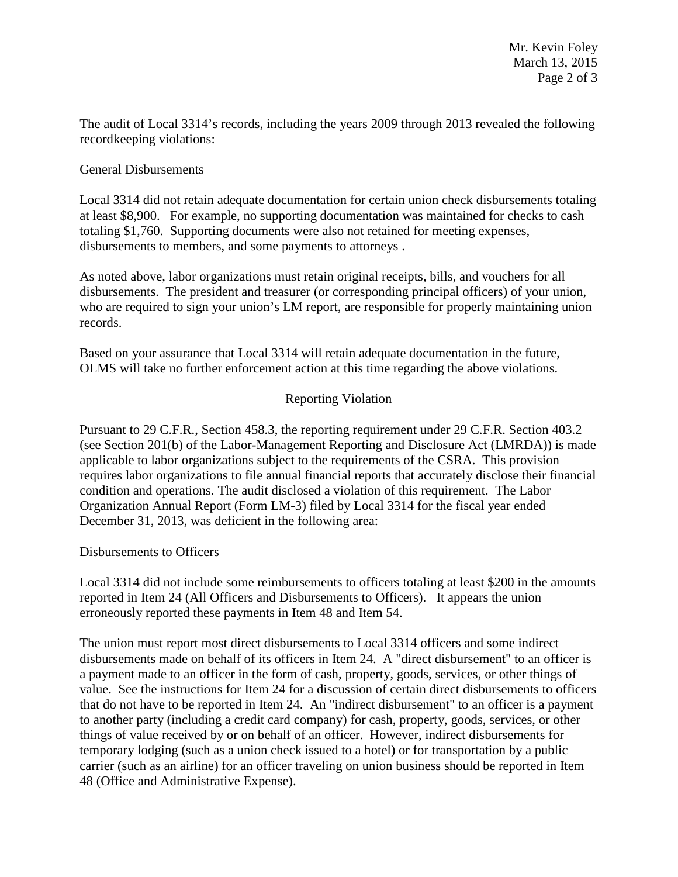The audit of Local 3314's records, including the years 2009 through 2013 revealed the following recordkeeping violations:

General Disbursements

Local 3314 did not retain adequate documentation for certain union check disbursements totaling at least $8,900. For example, no supporting documentation was maintained for checks to cash totaling $1,760. Supporting documents were also not retained for meeting expenses, disbursements to members, and some payments to attorneys .

As noted above, labor organizations must retain original receipts, bills, and vouchers for all disbursements. The president and treasurer (or corresponding principal officers) of your union, who are required to sign your union's LM report, are responsible for properly maintaining union records.

Based on your assurance that Local 3314 will retain adequate documentation in the future, OLMS will take no further enforcement action at this time regarding the above violations.

## Reporting Violation

Pursuant to 29 C.F.R., Section 458.3, the reporting requirement under 29 C.F.R. Section 403.2 (see Section 201(b) of the Labor-Management Reporting and Disclosure Act (LMRDA)) is made applicable to labor organizations subject to the requirements of the CSRA. This provision requires labor organizations to file annual financial reports that accurately disclose their financial condition and operations. The audit disclosed a violation of this requirement. The Labor Organization Annual Report (Form LM-3) filed by Local 3314 for the fiscal year ended December 31, 2013, was deficient in the following area:

Disbursements to Officers

Local 3314 did not include some reimbursements to officers totaling at least $200 in the amounts reported in Item 24 (All Officers and Disbursements to Officers). It appears the union erroneously reported these payments in Item 48 and Item 54.

The union must report most direct disbursements to Local 3314 officers and some indirect disbursements made on behalf of its officers in Item 24. A "direct disbursement" to an officer is a payment made to an officer in the form of cash, property, goods, services, or other things of value. See the instructions for Item 24 for a discussion of certain direct disbursements to officers that do not have to be reported in Item 24. An "indirect disbursement" to an officer is a payment to another party (including a credit card company) for cash, property, goods, services, or other things of value received by or on behalf of an officer. However, indirect disbursements for temporary lodging (such as a union check issued to a hotel) or for transportation by a public carrier (such as an airline) for an officer traveling on union business should be reported in Item 48 (Office and Administrative Expense).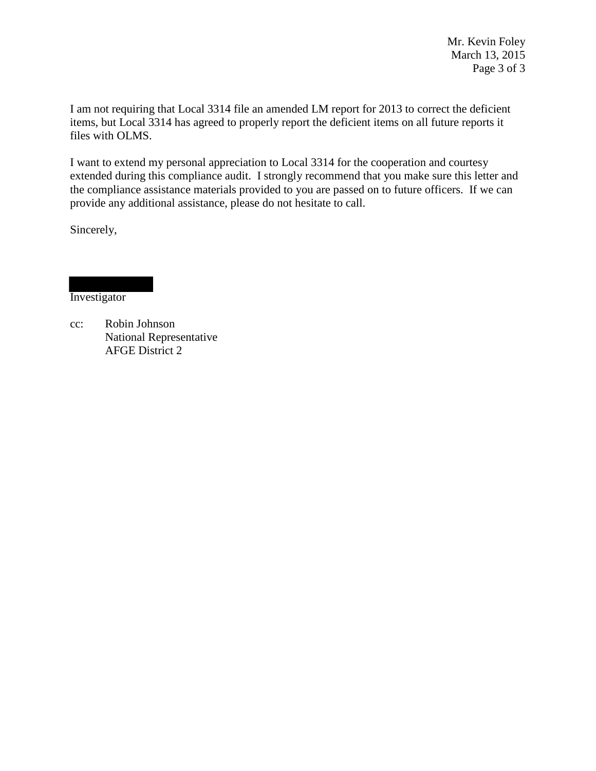I am not requiring that Local 3314 file an amended LM report for 2013 to correct the deficient items, but Local 3314 has agreed to properly report the deficient items on all future reports it files with OLMS.

I want to extend my personal appreciation to Local 3314 for the cooperation and courtesy extended during this compliance audit. I strongly recommend that you make sure this letter and the compliance assistance materials provided to you are passed on to future officers. If we can provide any additional assistance, please do not hesitate to call.

Sincerely,

Investigator

cc: Robin Johnson
National Representative
AFGE District 2